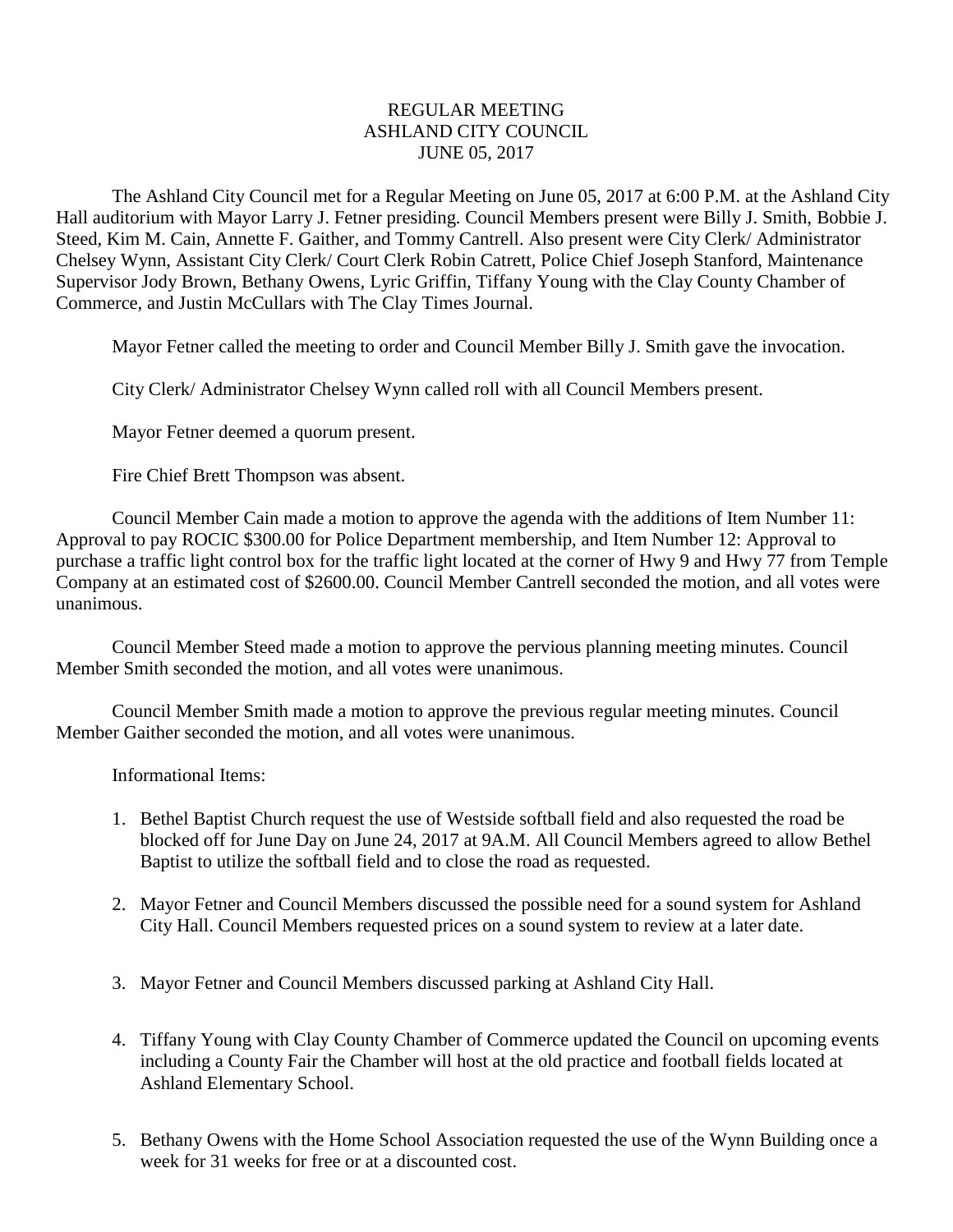REGULAR MEETING
ASHLAND CITY COUNCIL
JUNE 05, 2017

The Ashland City Council met for a Regular Meeting on June 05, 2017 at 6:00 P.M. at the Ashland City Hall auditorium with Mayor Larry J. Fetner presiding. Council Members present were Billy J. Smith, Bobbie J. Steed, Kim M. Cain, Annette F. Gaither, and Tommy Cantrell. Also present were City Clerk/ Administrator Chelsey Wynn, Assistant City Clerk/ Court Clerk Robin Catrett, Police Chief Joseph Stanford, Maintenance Supervisor Jody Brown, Bethany Owens, Lyric Griffin, Tiffany Young with the Clay County Chamber of Commerce, and Justin McCullars with The Clay Times Journal.

Mayor Fetner called the meeting to order and Council Member Billy J. Smith gave the invocation.

City Clerk/ Administrator Chelsey Wynn called roll with all Council Members present.

Mayor Fetner deemed a quorum present.

Fire Chief Brett Thompson was absent.

Council Member Cain made a motion to approve the agenda with the additions of Item Number 11: Approval to pay ROCIC $300.00 for Police Department membership, and Item Number 12: Approval to purchase a traffic light control box for the traffic light located at the corner of Hwy 9 and Hwy 77 from Temple Company at an estimated cost of $2600.00. Council Member Cantrell seconded the motion, and all votes were unanimous.

Council Member Steed made a motion to approve the pervious planning meeting minutes. Council Member Smith seconded the motion, and all votes were unanimous.

Council Member Smith made a motion to approve the previous regular meeting minutes. Council Member Gaither seconded the motion, and all votes were unanimous.

Informational Items:

1. Bethel Baptist Church request the use of Westside softball field and also requested the road be blocked off for June Day on June 24, 2017 at 9A.M. All Council Members agreed to allow Bethel Baptist to utilize the softball field and to close the road as requested.

2. Mayor Fetner and Council Members discussed the possible need for a sound system for Ashland City Hall. Council Members requested prices on a sound system to review at a later date.

3. Mayor Fetner and Council Members discussed parking at Ashland City Hall.

4. Tiffany Young with Clay County Chamber of Commerce updated the Council on upcoming events including a County Fair the Chamber will host at the old practice and football fields located at Ashland Elementary School.

5. Bethany Owens with the Home School Association requested the use of the Wynn Building once a week for 31 weeks for free or at a discounted cost.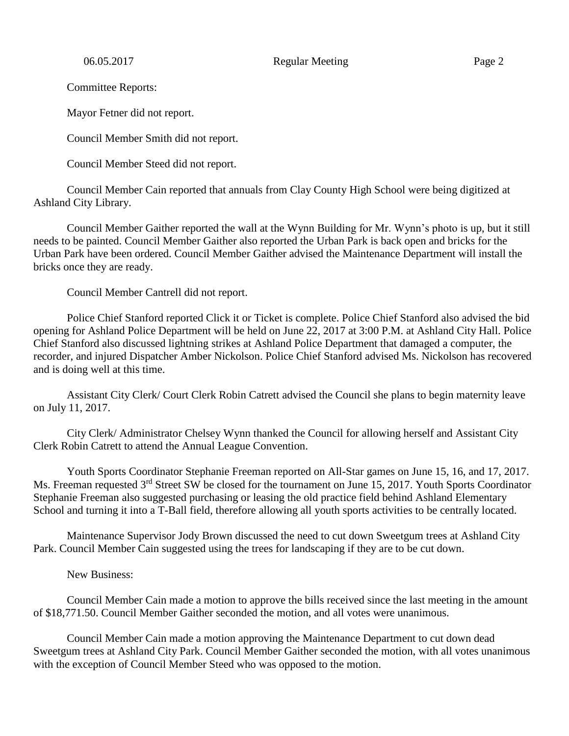Committee Reports:

Mayor Fetner did not report.

Council Member Smith did not report.

Council Member Steed did not report.

Council Member Cain reported that annuals from Clay County High School were being digitized at Ashland City Library.

Council Member Gaither reported the wall at the Wynn Building for Mr. Wynn's photo is up, but it still needs to be painted. Council Member Gaither also reported the Urban Park is back open and bricks for the Urban Park have been ordered. Council Member Gaither advised the Maintenance Department will install the bricks once they are ready.

Council Member Cantrell did not report.

Police Chief Stanford reported Click it or Ticket is complete. Police Chief Stanford also advised the bid opening for Ashland Police Department will be held on June 22, 2017 at 3:00 P.M. at Ashland City Hall. Police Chief Stanford also discussed lightning strikes at Ashland Police Department that damaged a computer, the recorder, and injured Dispatcher Amber Nickolson. Police Chief Stanford advised Ms. Nickolson has recovered and is doing well at this time.

Assistant City Clerk/ Court Clerk Robin Catrett advised the Council she plans to begin maternity leave on July 11, 2017.

City Clerk/ Administrator Chelsey Wynn thanked the Council for allowing herself and Assistant City Clerk Robin Catrett to attend the Annual League Convention.

Youth Sports Coordinator Stephanie Freeman reported on All-Star games on June 15, 16, and 17, 2017. Ms. Freeman requested 3rd Street SW be closed for the tournament on June 15, 2017. Youth Sports Coordinator Stephanie Freeman also suggested purchasing or leasing the old practice field behind Ashland Elementary School and turning it into a T-Ball field, therefore allowing all youth sports activities to be centrally located.

Maintenance Supervisor Jody Brown discussed the need to cut down Sweetgum trees at Ashland City Park. Council Member Cain suggested using the trees for landscaping if they are to be cut down.

New Business:

Council Member Cain made a motion to approve the bills received since the last meeting in the amount of $18,771.50. Council Member Gaither seconded the motion, and all votes were unanimous.

Council Member Cain made a motion approving the Maintenance Department to cut down dead Sweetgum trees at Ashland City Park. Council Member Gaither seconded the motion, with all votes unanimous with the exception of Council Member Steed who was opposed to the motion.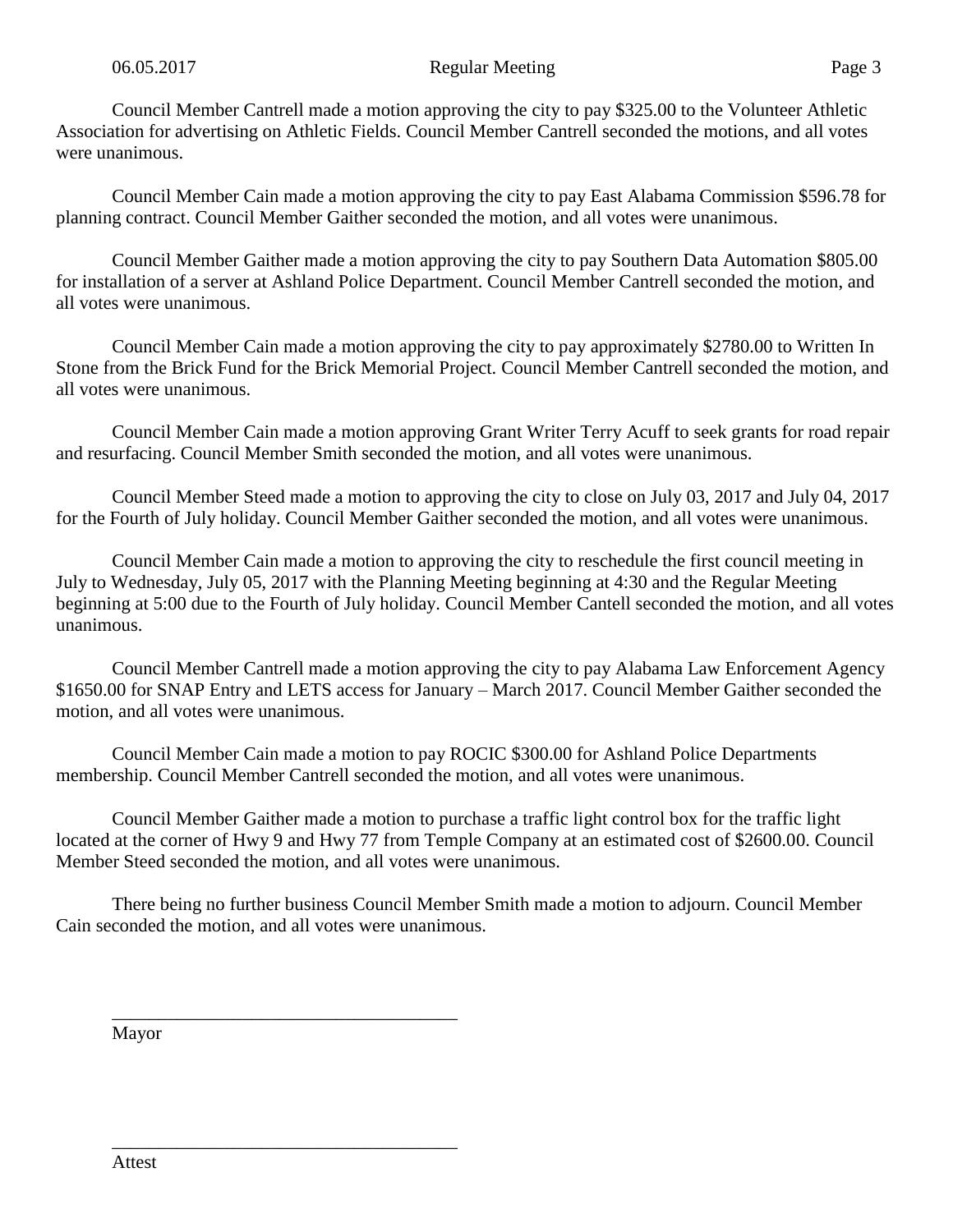Council Member Cantrell made a motion approving the city to pay $325.00 to the Volunteer Athletic Association for advertising on Athletic Fields. Council Member Cantrell seconded the motions, and all votes were unanimous.

Council Member Cain made a motion approving the city to pay East Alabama Commission $596.78 for planning contract. Council Member Gaither seconded the motion, and all votes were unanimous.

Council Member Gaither made a motion approving the city to pay Southern Data Automation $805.00 for installation of a server at Ashland Police Department. Council Member Cantrell seconded the motion, and all votes were unanimous.

Council Member Cain made a motion approving the city to pay approximately $2780.00 to Written In Stone from the Brick Fund for the Brick Memorial Project. Council Member Cantrell seconded the motion, and all votes were unanimous.

Council Member Cain made a motion approving Grant Writer Terry Acuff to seek grants for road repair and resurfacing. Council Member Smith seconded the motion, and all votes were unanimous.

Council Member Steed made a motion to approving the city to close on July 03, 2017 and July 04, 2017 for the Fourth of July holiday. Council Member Gaither seconded the motion, and all votes were unanimous.

Council Member Cain made a motion to approving the city to reschedule the first council meeting in July to Wednesday, July 05, 2017 with the Planning Meeting beginning at 4:30 and the Regular Meeting beginning at 5:00 due to the Fourth of July holiday. Council Member Cantell seconded the motion, and all votes unanimous.

Council Member Cantrell made a motion approving the city to pay Alabama Law Enforcement Agency $1650.00 for SNAP Entry and LETS access for January – March 2017. Council Member Gaither seconded the motion, and all votes were unanimous.

Council Member Cain made a motion to pay ROCIC $300.00 for Ashland Police Departments membership. Council Member Cantrell seconded the motion, and all votes were unanimous.

Council Member Gaither made a motion to purchase a traffic light control box for the traffic light located at the corner of Hwy 9 and Hwy 77 from Temple Company at an estimated cost of $2600.00. Council Member Steed seconded the motion, and all votes were unanimous.

There being no further business Council Member Smith made a motion to adjourn. Council Member Cain seconded the motion, and all votes were unanimous.

______________________________________

Mayor

______________________________________

Attest